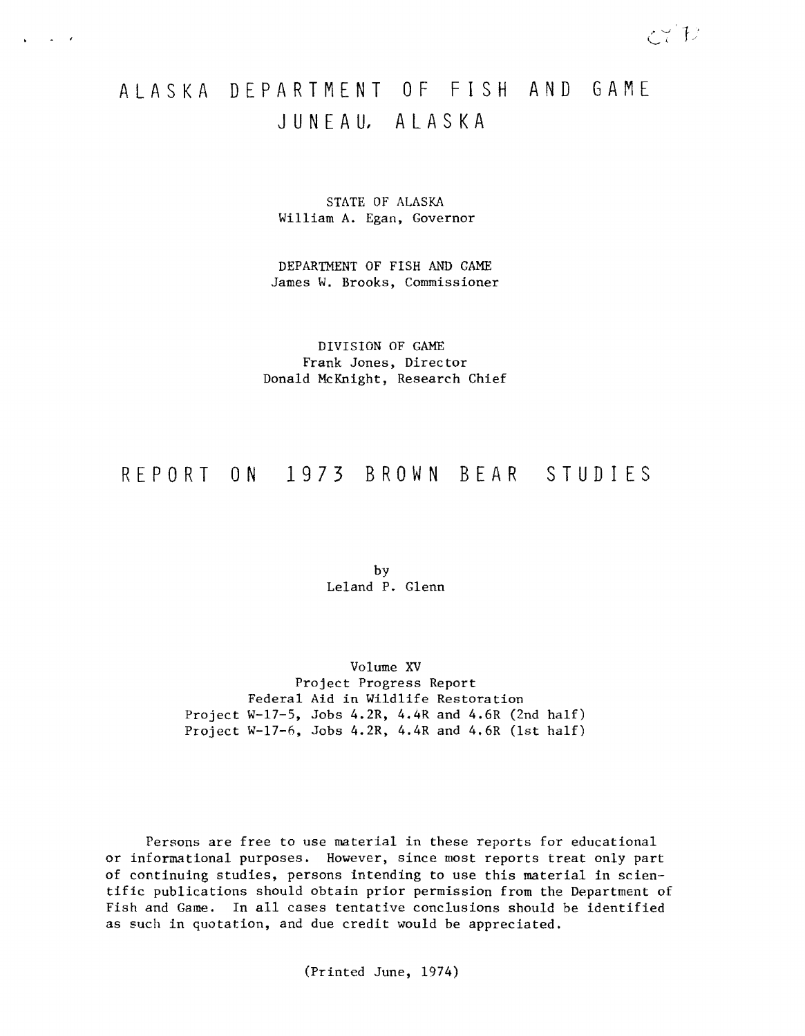# ALASKA DEPARTMENT OF FISH AND GAME
# JUNEAU, ALASKA

STATE OF ALASKA
William A. Egan, Governor

DEPARTMENT OF FISH AND GAME
James W. Brooks, Commissioner

DIVISION OF GAME
Frank Jones, Director
Donald McKnight, Research Chief

# REPORT ON 1973 BROWN BEAR STUDIES

by
Leland P. Glenn

Volume XV
Project Progress Report
Federal Aid in Wildlife Restoration
Project W-17-5, Jobs 4.2R, 4.4R and 4.6R (2nd half)
Project W-17-6, Jobs 4.2R, 4.4R and 4.6R (1st half)

Persons are free to use material in these reports for educational or informational purposes. However, since most reports treat only part of continuing studies, persons intending to use this material in scientific publications should obtain prior permission from the Department of Fish and Game. In all cases tentative conclusions should be identified as such in quotation, and due credit would be appreciated.

(Printed June, 1974)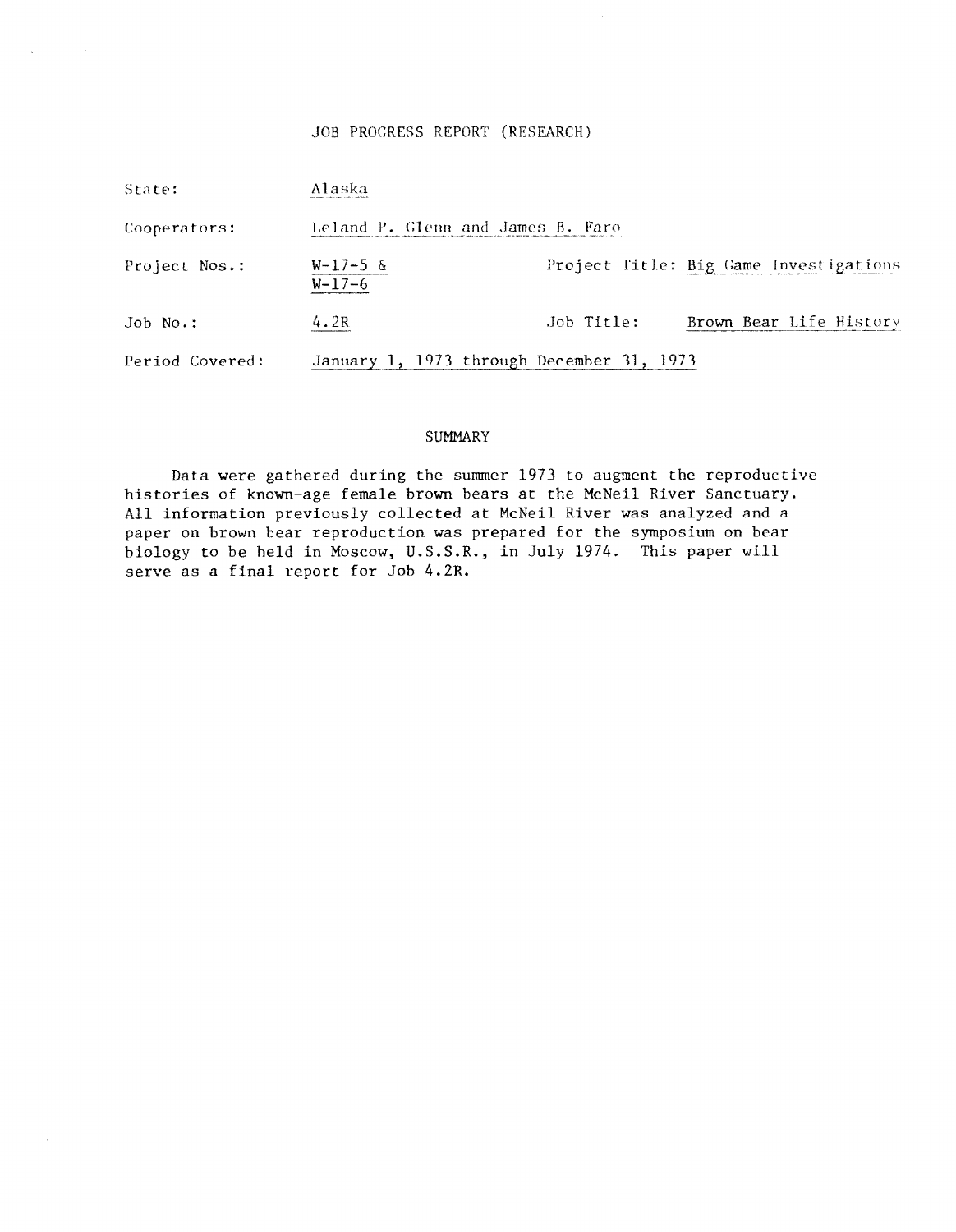# JOB PROGRESS REPORT (RESEARCH)

State: Alaska

Cooperators: Leland P. Glenn and James B. Faro

Project Nos.: W-17-5 & W-17-6 | Project Title: Big Game Investigations

Job No.: 4.2R | Job Title: Brown Bear Life History

Period Covered: January 1, 1973 through December 31, 1973

## SUMMARY

Data were gathered during the summer 1973 to augment the reproductive histories of known-age female brown bears at the McNeil River Sanctuary. All information previously collected at McNeil River was analyzed and a paper on brown bear reproduction was prepared for the symposium on bear biology to be held in Moscow, U.S.S.R., in July 1974. This paper will serve as a final report for Job 4.2R.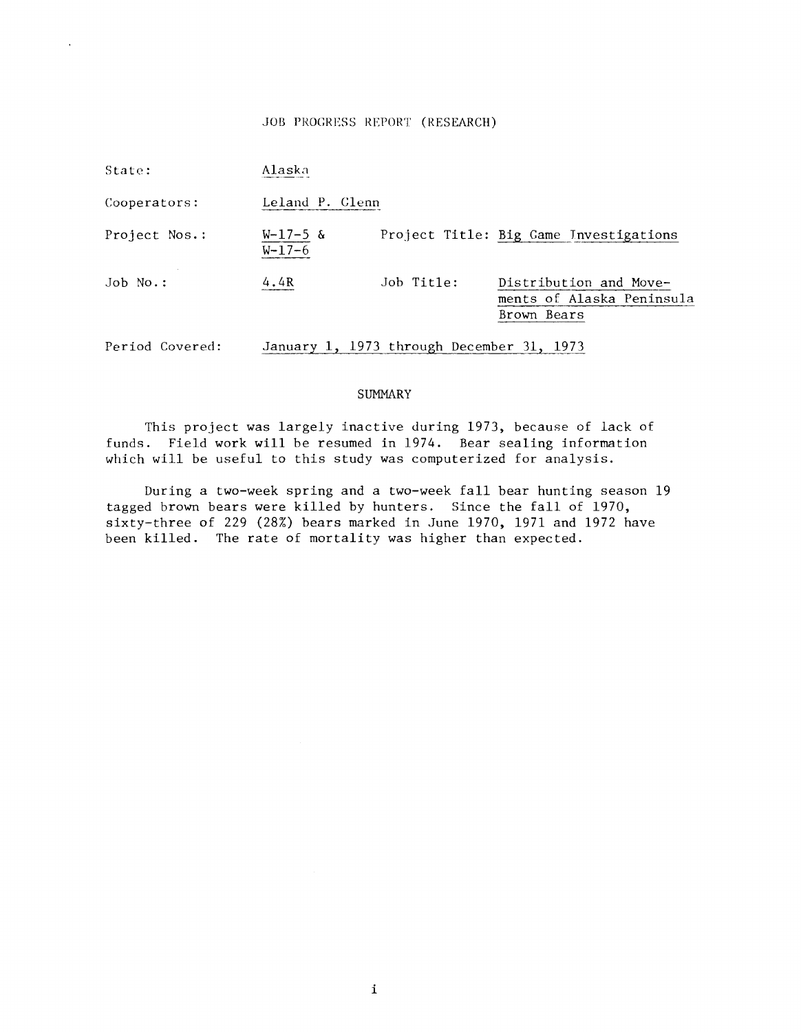# JOB PROGRESS REPORT (RESEARCH)

| | | | |
|---|---|---|---|
| State: | Alaska | | |
| Cooperators: | Leland P. Glenn | | |
| Project Nos.: | W-17-5 & W-17-6 | Project Title: | Big Game Investigations |
| Job No.: | 4.4R | Job Title: | Distribution and Movements of Alaska Peninsula Brown Bears |
| Period Covered: | January 1, 1973 through December 31, 1973 | | |

## SUMMARY

This project was largely inactive during 1973, because of lack of funds. Field work will be resumed in 1974. Bear sealing information which will be useful to this study was computerized for analysis.

During a two-week spring and a two-week fall bear hunting season 19 tagged brown bears were killed by hunters. Since the fall of 1970, sixty-three of 229 (28%) bears marked in June 1970, 1971 and 1972 have been killed. The rate of mortality was higher than expected.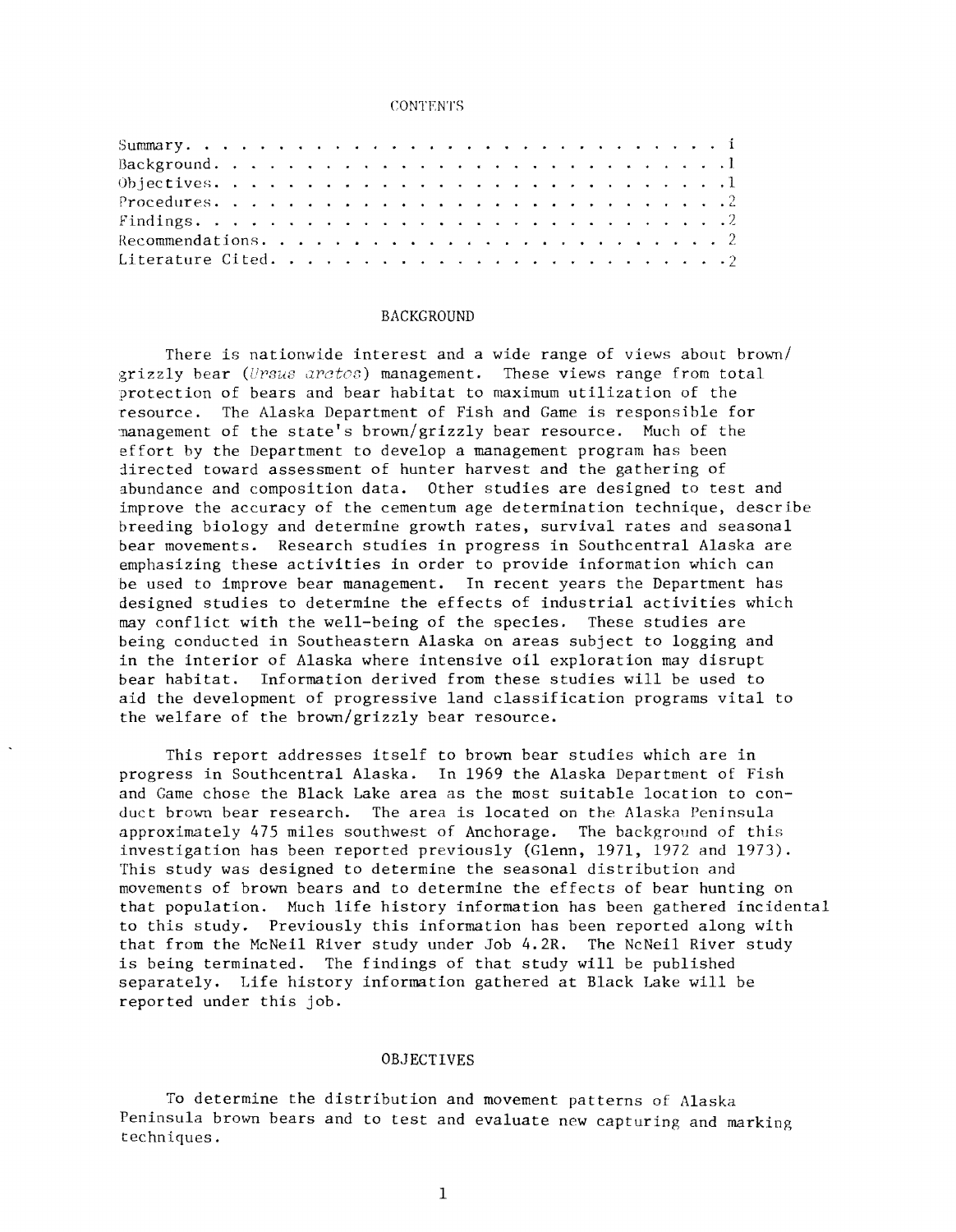CONTENTS

| | |
|---|---|
| Summary | i |
| Background | 1 |
| Objectives | 1 |
| Procedures | 2 |
| Findings | 2 |
| Recommendations | 2 |
| Literature Cited | 2 |

## BACKGROUND

There is nationwide interest and a wide range of views about brown/ grizzly bear (*Ursus arctos*) management. These views range from total protection of bears and bear habitat to maximum utilization of the resource. The Alaska Department of Fish and Game is responsible for management of the state's brown/grizzly bear resource. Much of the effort by the Department to develop a management program has been directed toward assessment of hunter harvest and the gathering of abundance and composition data. Other studies are designed to test and improve the accuracy of the cementum age determination technique, describe breeding biology and determine growth rates, survival rates and seasonal bear movements. Research studies in progress in Southcentral Alaska are emphasizing these activities in order to provide information which can be used to improve bear management. In recent years the Department has designed studies to determine the effects of industrial activities which may conflict with the well-being of the species. These studies are being conducted in Southeastern Alaska on areas subject to logging and in the interior of Alaska where intensive oil exploration may disrupt bear habitat. Information derived from these studies will be used to aid the development of progressive land classification programs vital to the welfare of the brown/grizzly bear resource.

This report addresses itself to brown bear studies which are in progress in Southcentral Alaska. In 1969 the Alaska Department of Fish and Game chose the Black Lake area as the most suitable location to conduct brown bear research. The area is located on the Alaska Peninsula approximately 475 miles southwest of Anchorage. The background of this investigation has been reported previously (Glenn, 1971, 1972 and 1973). This study was designed to determine the seasonal distribution and movements of brown bears and to determine the effects of bear hunting on that population. Much life history information has been gathered incidental to this study. Previously this information has been reported along with that from the McNeil River study under Job 4.2R. The NcNeil River study is being terminated. The findings of that study will be published separately. Life history information gathered at Black Lake will be reported under this job.

## OBJECTIVES

To determine the distribution and movement patterns of Alaska Peninsula brown bears and to test and evaluate new capturing and marking techniques.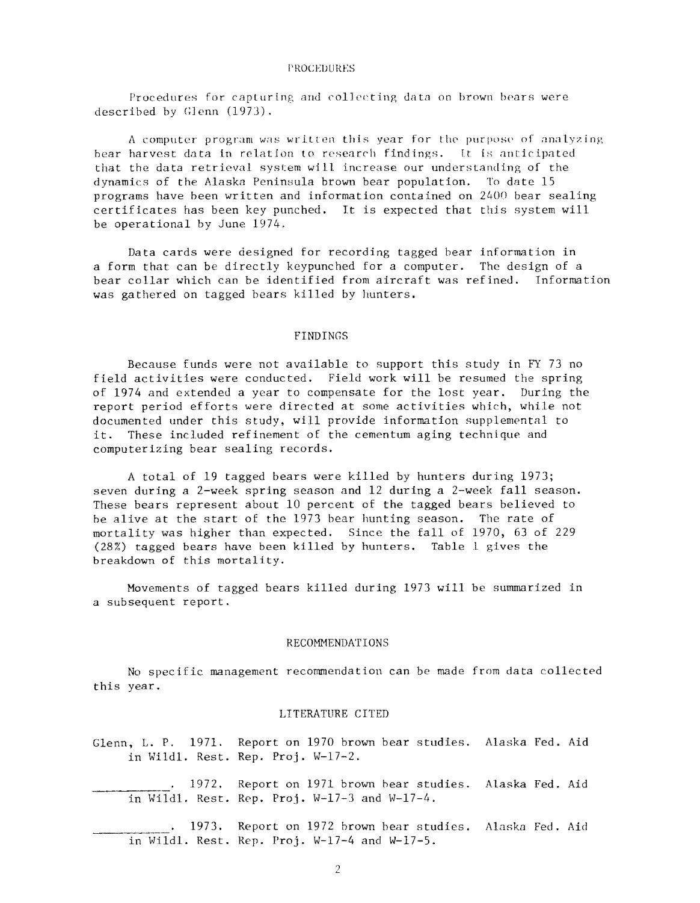## PROCEDURES

Procedures for capturing and collecting data on brown bears were described by Glenn (1973).

A computer program was written this year for the purpose of analyzing bear harvest data in relation to research findings. It is anticipated that the data retrieval system will increase our understanding of the dynamics of the Alaska Peninsula brown bear population. To date 15 programs have been written and information contained on 2400 bear sealing certificates has been key punched. It is expected that this system will be operational by June 1974.

Data cards were designed for recording tagged bear information in a form that can be directly keypunched for a computer. The design of a bear collar which can be identified from aircraft was refined. Information was gathered on tagged bears killed by hunters.

## FINDINGS

Because funds were not available to support this study in FY 73 no field activities were conducted. Field work will be resumed the spring of 1974 and extended a year to compensate for the lost year. During the report period efforts were directed at some activities which, while not documented under this study, will provide information supplemental to it. These included refinement of the cementum aging technique and computerizing bear sealing records.

A total of 19 tagged bears were killed by hunters during 1973; seven during a 2-week spring season and 12 during a 2-week fall season. These bears represent about 10 percent of the tagged bears believed to be alive at the start of the 1973 bear hunting season. The rate of mortality was higher than expected. Since the fall of 1970, 63 of 229 (28%) tagged bears have been killed by hunters. Table 1 gives the breakdown of this mortality.

Movements of tagged bears killed during 1973 will be summarized in a subsequent report.

## RECOMMENDATIONS

No specific management recommendation can be made from data collected this year.

## LITERATURE CITED

Glenn, L. P. 1971. Report on 1970 brown bear studies. Alaska Fed. Aid in Wildl. Rest. Rep. Proj. W-17-2.

__________. 1972. Report on 1971 brown bear studies. Alaska Fed. Aid in Wildl. Rest. Rep. Proj. W-17-3 and W-17-4.

__________. 1973. Report on 1972 brown bear studies. Alaska Fed. Aid in Wildl. Rest. Rep. Proj. W-17-4 and W-17-5.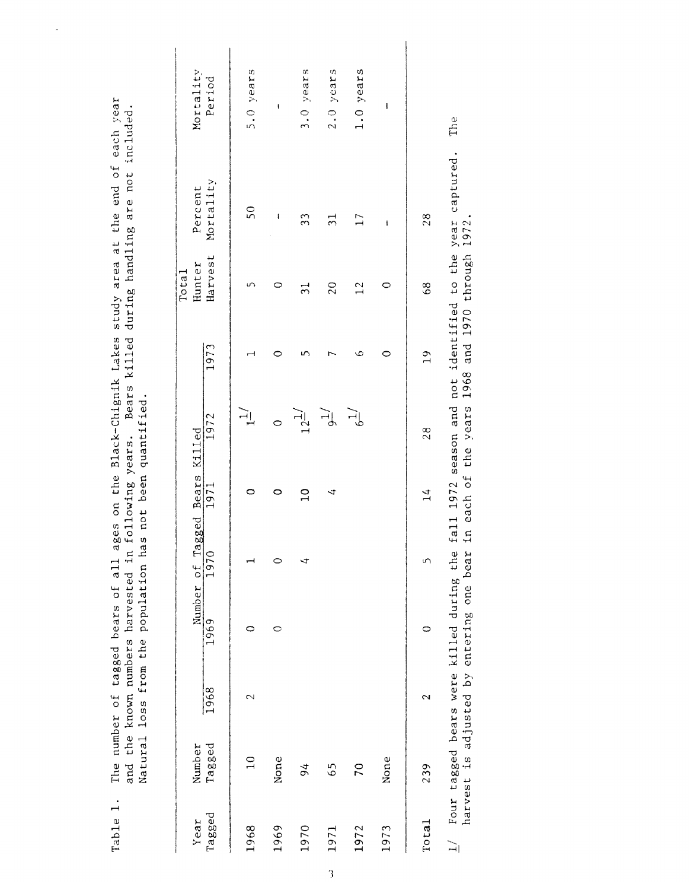Table 1. The number of tagged bears of all ages on the Black-Chignik Lakes study area at the end of each year and the known numbers harvested in following years. Bears killed during handling are not included. Natural loss from the population has not been quantified.

| Year Tagged | Number Tagged | Number of Tagged Bears Killed | | | | | | Total Hunter Harvest | Percent Mortality | Mortality Period |
|---|---|---|---|---|---|---|---|---|---|---|
| | | 1968 | 1969 | 1970 | 1971 | 1972 | 1973 | | | |
| 1968 | 10 | 2 | 0 | 1 | 0 | 1 1/ | 1 | 5 | 50 | 5.0 years |
| 1969 | None | | 0 | 0 | 0 | 0 | 0 | 0 | - | - |
| 1970 | 94 | | | 4 | 10 | 12 1/ | 5 | 31 | 33 | 3.0 years |
| 1971 | 65 | | | | 4 | 9 1/ | 7 | 20 | 31 | 2.0 years |
| 1972 | 70 | | | | | 6 1/ | 6 | 12 | 17 | 1.0 years |
| 1973 | None | | | | | | 0 | 0 | - | - |
| Total | 239 | 2 | 0 | 5 | 14 | 28 | 19 | 68 | 28 | |

1/ Four tagged bears were killed during the fall 1972 season and not identified to the year captured. The harvest is adjusted by entering one bear in each of the years 1968 and 1970 through 1972.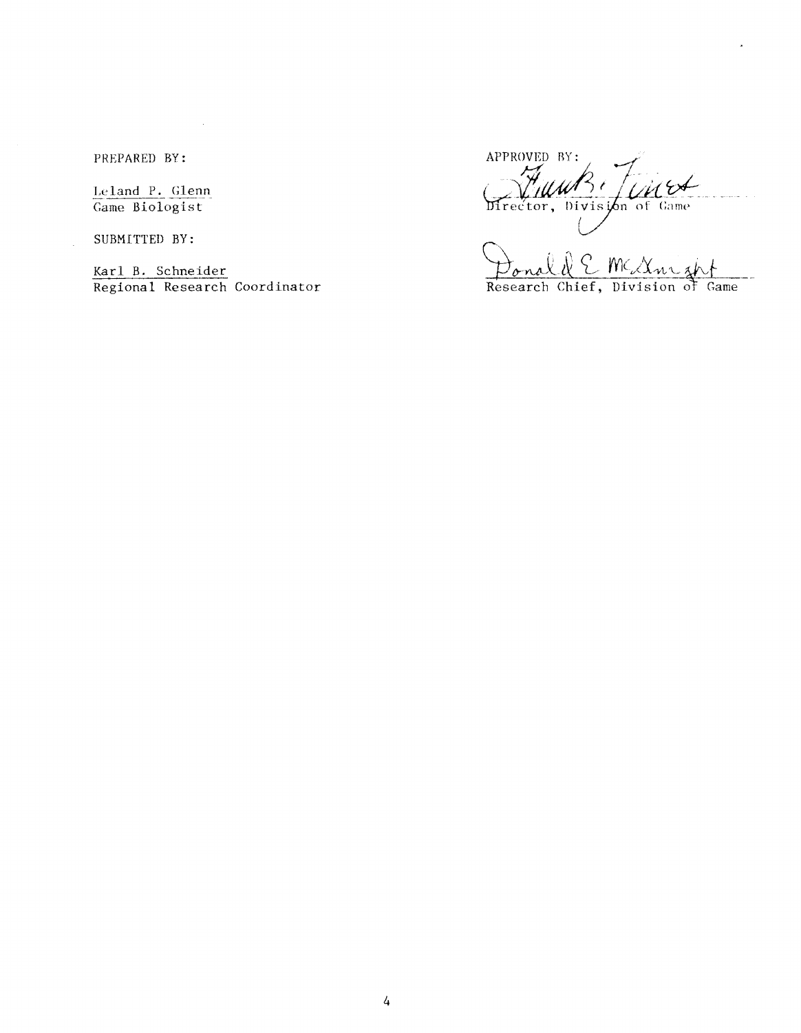PREPARED BY:

Leland P. Glenn
Game Biologist

SUBMITTED BY:

Karl B. Schneider
Regional Research Coordinator

APPROVED BY:

Frank Jones
Director, Division of Game

Donald E. McKnight
Research Chief, Division of Game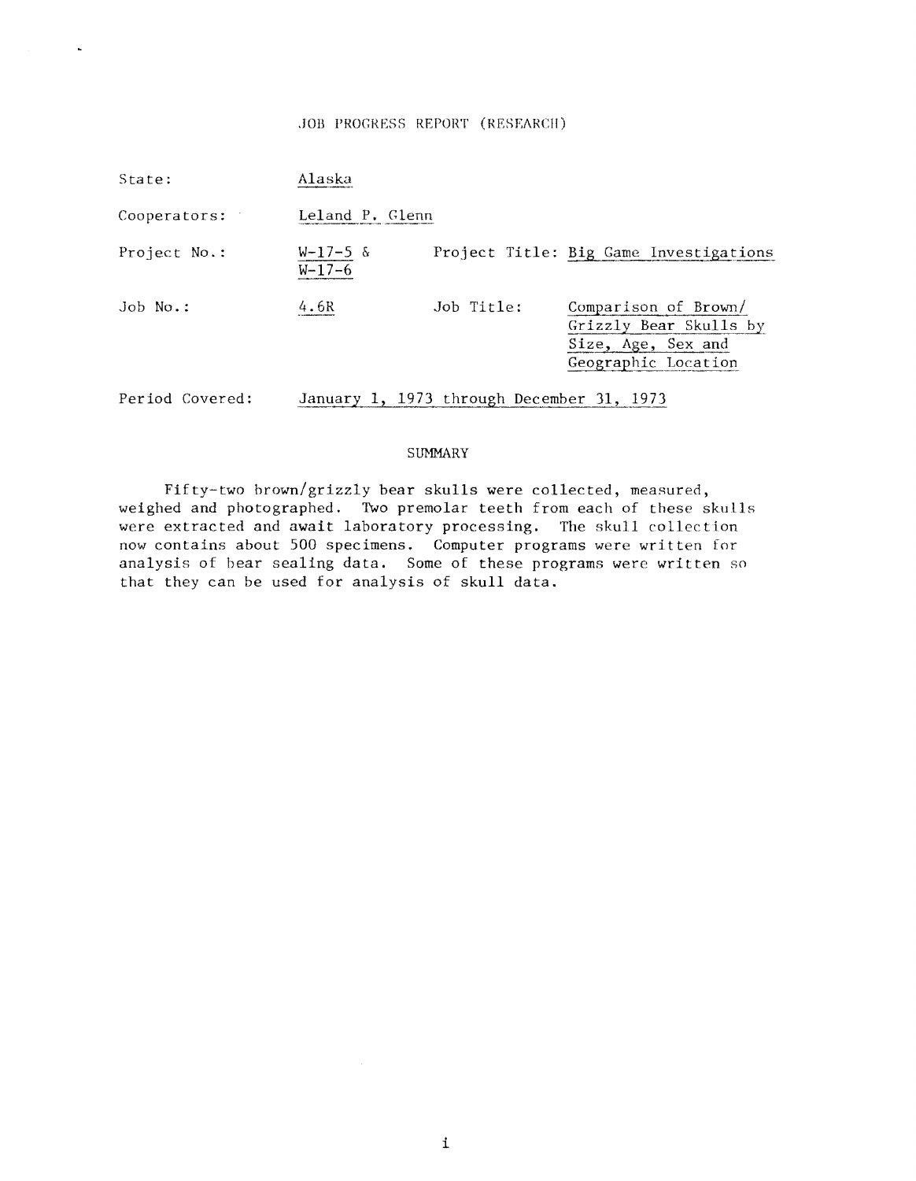JOB PROGRESS REPORT (RESEARCH)

| | | | |
|---|---|---|---|
| State: | Alaska | | |
| Cooperators: | Leland P. Glenn | | |
| Project No.: | W-17-5 & W-17-6 | Project Title: | Big Game Investigations |
| Job No.: | 4.6R | Job Title: | Comparison of Brown/ Grizzly Bear Skulls by Size, Age, Sex and Geographic Location |
| Period Covered: | January 1, 1973 through December 31, 1973 | | |

## SUMMARY

Fifty-two brown/grizzly bear skulls were collected, measured, weighed and photographed. Two premolar teeth from each of these skulls were extracted and await laboratory processing. The skull collection now contains about 500 specimens. Computer programs were written for analysis of bear sealing data. Some of these programs were written so that they can be used for analysis of skull data.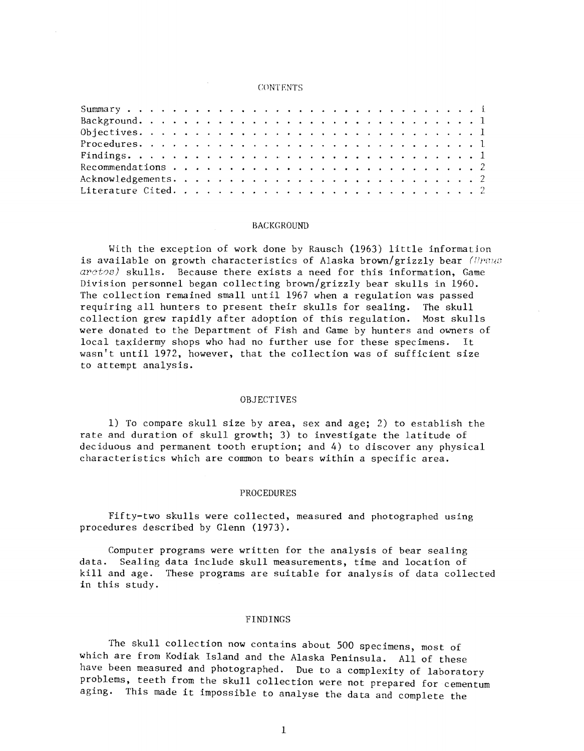## CONTENTS

Summary . . . . . . . . . . . . . . . . . . . . . . . . . . . . . . . . i
Background. . . . . . . . . . . . . . . . . . . . . . . . . . . . . . . 1
Objectives. . . . . . . . . . . . . . . . . . . . . . . . . . . . . . . 1
Procedures. . . . . . . . . . . . . . . . . . . . . . . . . . . . . . . 1
Findings. . . . . . . . . . . . . . . . . . . . . . . . . . . . . . . . 1
Recommendations . . . . . . . . . . . . . . . . . . . . . . . . . . . . 2
Acknowledgements. . . . . . . . . . . . . . . . . . . . . . . . . . . . 2
Literature Cited. . . . . . . . . . . . . . . . . . . . . . . . . . . . 2

## BACKGROUND

With the exception of work done by Rausch (1963) little information is available on growth characteristics of Alaska brown/grizzly bear *(Ursus arctos)* skulls. Because there exists a need for this information, Game Division personnel began collecting brown/grizzly bear skulls in 1960. The collection remained small until 1967 when a regulation was passed requiring all hunters to present their skulls for sealing. The skull collection grew rapidly after adoption of this regulation. Most skulls were donated to the Department of Fish and Game by hunters and owners of local taxidermy shops who had no further use for these specimens. It wasn't until 1972, however, that the collection was of sufficient size to attempt analysis.

## OBJECTIVES

1) To compare skull size by area, sex and age; 2) to establish the rate and duration of skull growth; 3) to investigate the latitude of deciduous and permanent tooth eruption; and 4) to discover any physical characteristics which are common to bears within a specific area.

## PROCEDURES

Fifty-two skulls were collected, measured and photographed using procedures described by Glenn (1973).

Computer programs were written for the analysis of bear sealing data. Sealing data include skull measurements, time and location of kill and age. These programs are suitable for analysis of data collected in this study.

## FINDINGS

The skull collection now contains about 500 specimens, most of which are from Kodiak Island and the Alaska Peninsula. All of these have been measured and photographed. Due to a complexity of laboratory problems, teeth from the skull collection were not prepared for cementum aging. This made it impossible to analyse the data and complete the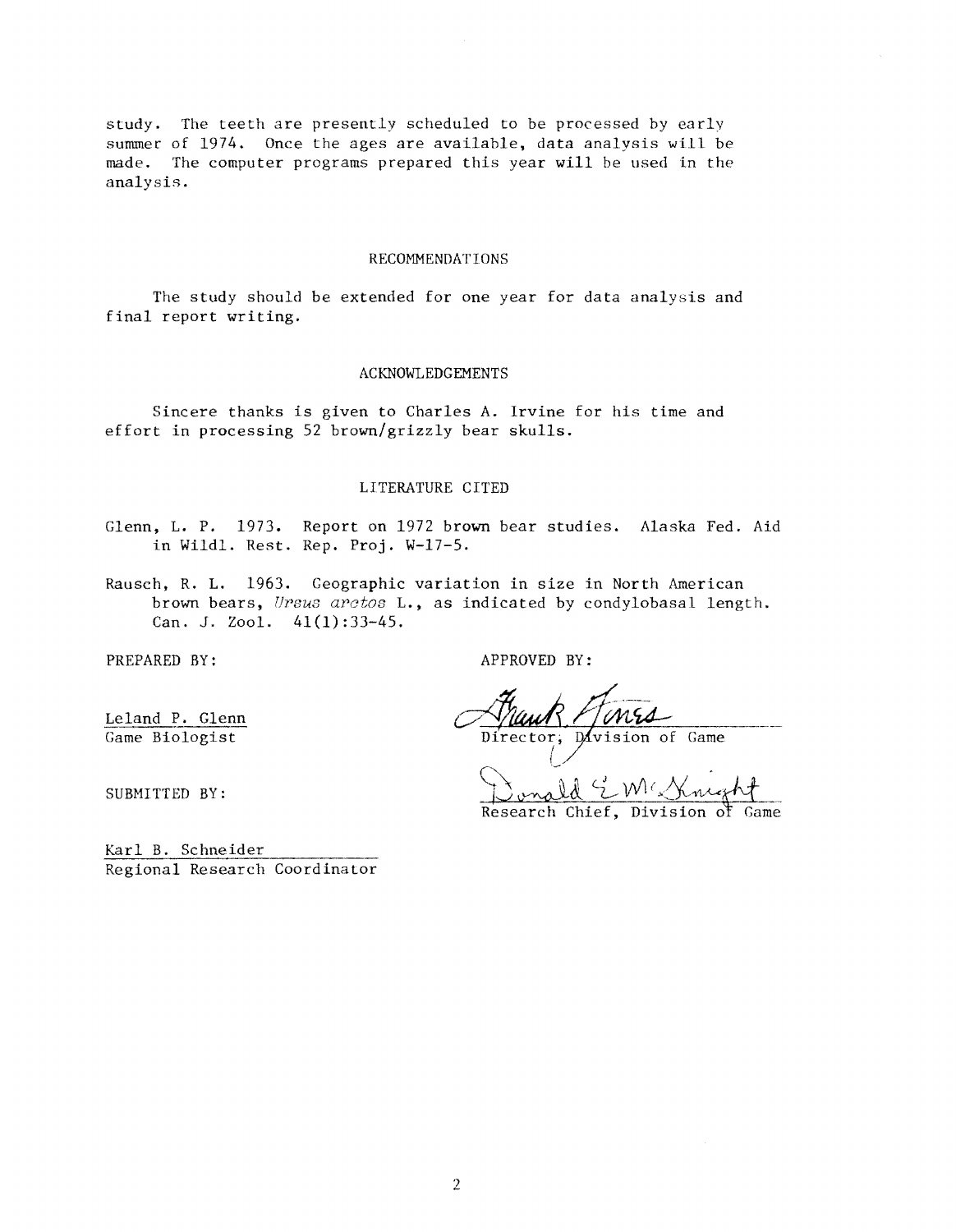study. The teeth are presently scheduled to be processed by early summer of 1974. Once the ages are available, data analysis will be made. The computer programs prepared this year will be used in the analysis.

## RECOMMENDATIONS

The study should be extended for one year for data analysis and final report writing.

## ACKNOWLEDGEMENTS

Sincere thanks is given to Charles A. Irvine for his time and effort in processing 52 brown/grizzly bear skulls.

## LITERATURE CITED

Glenn, L. P. 1973. Report on 1972 brown bear studies. Alaska Fed. Aid in Wildl. Rest. Rep. Proj. W-17-5.

Rausch, R. L. 1963. Geographic variation in size in North American brown bears, *Ursus arctos* L., as indicated by condylobasal length. Can. J. Zool. 41(1):33-45.

PREPARED BY:

Leland P. Glenn
Game Biologist

SUBMITTED BY:

Karl B. Schneider
Regional Research Coordinator

APPROVED BY:

Frank Jones
Director, Division of Game

Donald E. McKnight
Research Chief, Division of Game